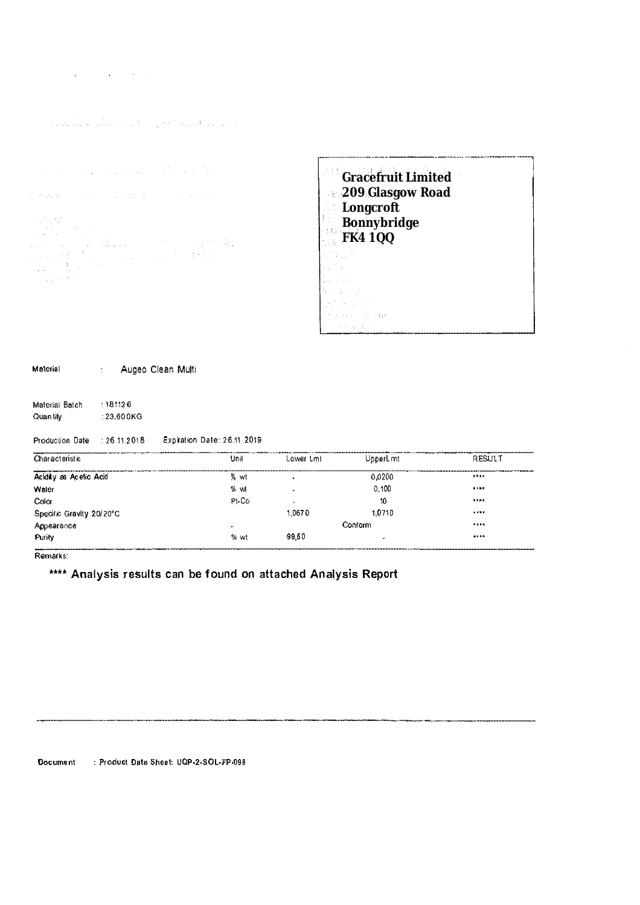**Gracefruit Limited**
**209 Glasgow Road**
**Longcroft**
**Bonnybridge**
**FK4 1QQ**

Material : Augeo Clean Multi

Material Batch : 181126
Quantity : 23,600KG

Production Date : 26.11.2018 Expiration Date: 26.11.2019

| Characteristic | Unit | Lower Lmt | Upper Lmt | RESULT |
|---|---|---|---|---|
| Acidity as Acetic Acid | % wt | - | 0,0200 | **** |
| Water | % wt | - | 0,100 | **** |
| Color | Pt-Co | - | 10 | **** |
| Specific Gravity 20/20°C | | 1,0670 | 1,0710 | **** |
| Appearance | - | | Conform | **** |
| Purity | % wt | 99,50 | - | **** |

Remarks:

**\*\*\*\* Analysis results can be found on attached Analysis Report**

Document : Product Data Sheet: UQP-2-SOL-FP-098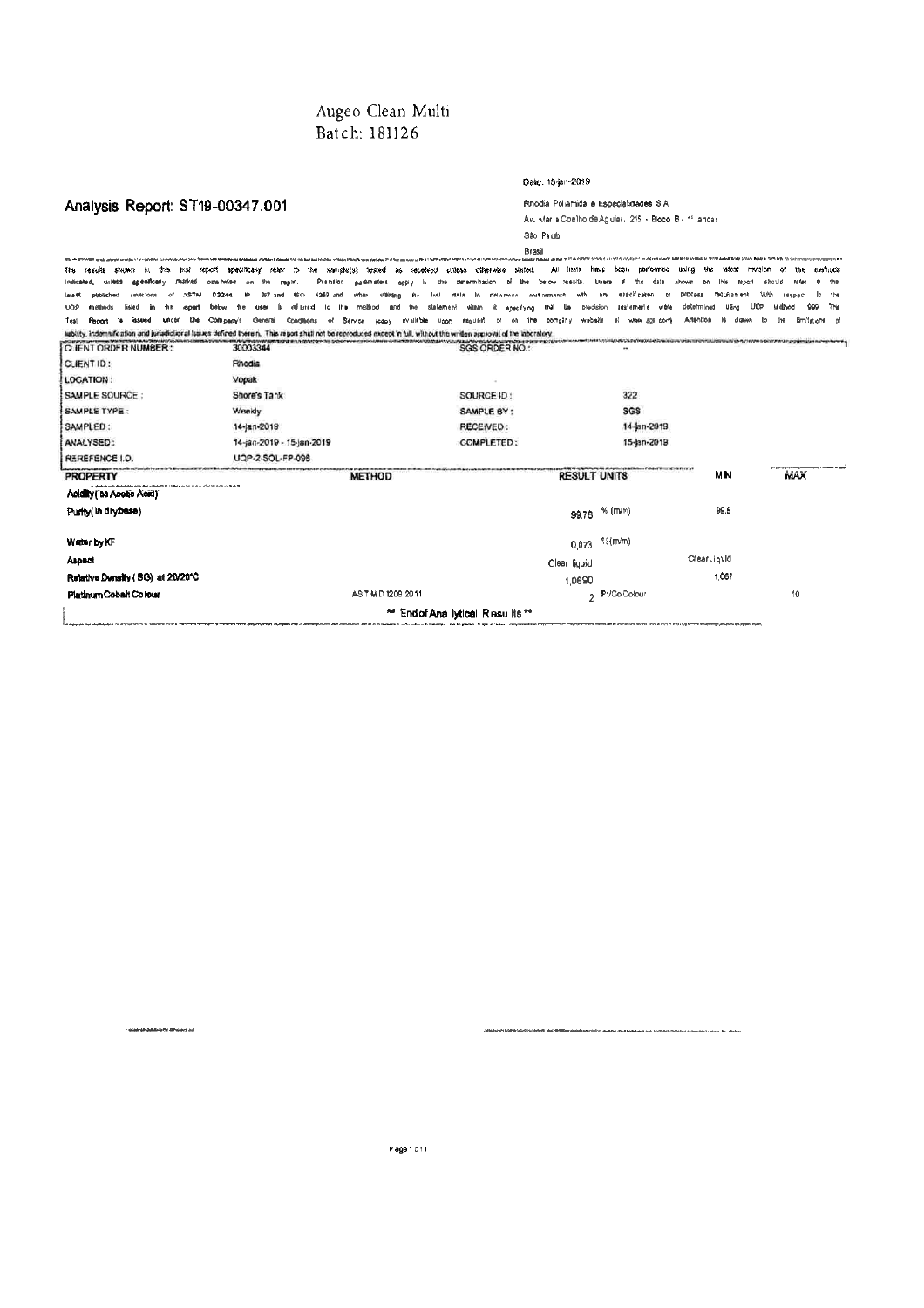# Augeo Clean Multi
Batch: 181126

Date: 15-jan-2019

## Analysis Report: ST19-00347.001

Rhodia Poliamida e Especialidades S.A
Av. Maria Coelho de Aguiar, 215 - Bloco B - 1º andar
São Paulo
Brasil

The results shown in this test report specifically refer to the sample(s) tested as received unless otherwise stated. All tests have been performed using the latest revision of the methods indicated, unless specifically marked otherwise on the report. Precision parameters apply in the determination of the below results. Users of the data shown on this report should refer to the latest published revisions of ASTM D3244, IP 367 and ISO 4259 and when utilising the test data to determine conformance with any specification or process requirement. With respect to the UOP methods listed in the report below the user is referred to the method and the statement within it specifying that the precision statements were determined using UOP Method 999. The Test Report is issued under the Company's General Conditions of Service (copy available upon request or on the company website at www.sgs.com). Attention is drawn to the limitation of liability, indemnification and jurisdictional issues defined therein. This report shall not be reproduced except in full, without the written approval of the laboratory.

| | | | |
|---|---|---|---|
| CLIENT ORDER NUMBER: | 30003344 | SGS ORDER NO.: | -- |
| CLIENT ID: | Rhodia | | |
| LOCATION: | Vopak | | |
| SAMPLE SOURCE: | Shore's Tank | SOURCE ID: | 322 |
| SAMPLE TYPE: | Weekly | SAMPLE BY: | SGS |
| SAMPLED: | 14-jan-2019 | RECEIVED: | 14-jan-2019 |
| ANALYSED: | 14-jan-2019 - 15-jan-2019 | COMPLETED: | 15-jan-2019 |
| REREFENCE I.D. | UQP-2-SOL-FP-098 | | |

| PROPERTY | METHOD | RESULT | UNITS | MIN | MAX |
|---|---|---|---|---|---|
| Acidity (as Acetic Acid) | | | | | |
| Purity (in drybase) | | 99.78 | % (m/m) | 99.5 | |
| Water by KF | | 0,073 | % (m/m) | | |
| Aspect | | Clear liquid | | Clear Liquid | |
| Relative Density (SG) at 20/20°C | | 1,0690 | | 1,067 | |
| Platinum Cobalt Colour | ASTM D 1209:2011 | 2 | Pt/Co Colour | | 10 |

** End of Analytical Results **